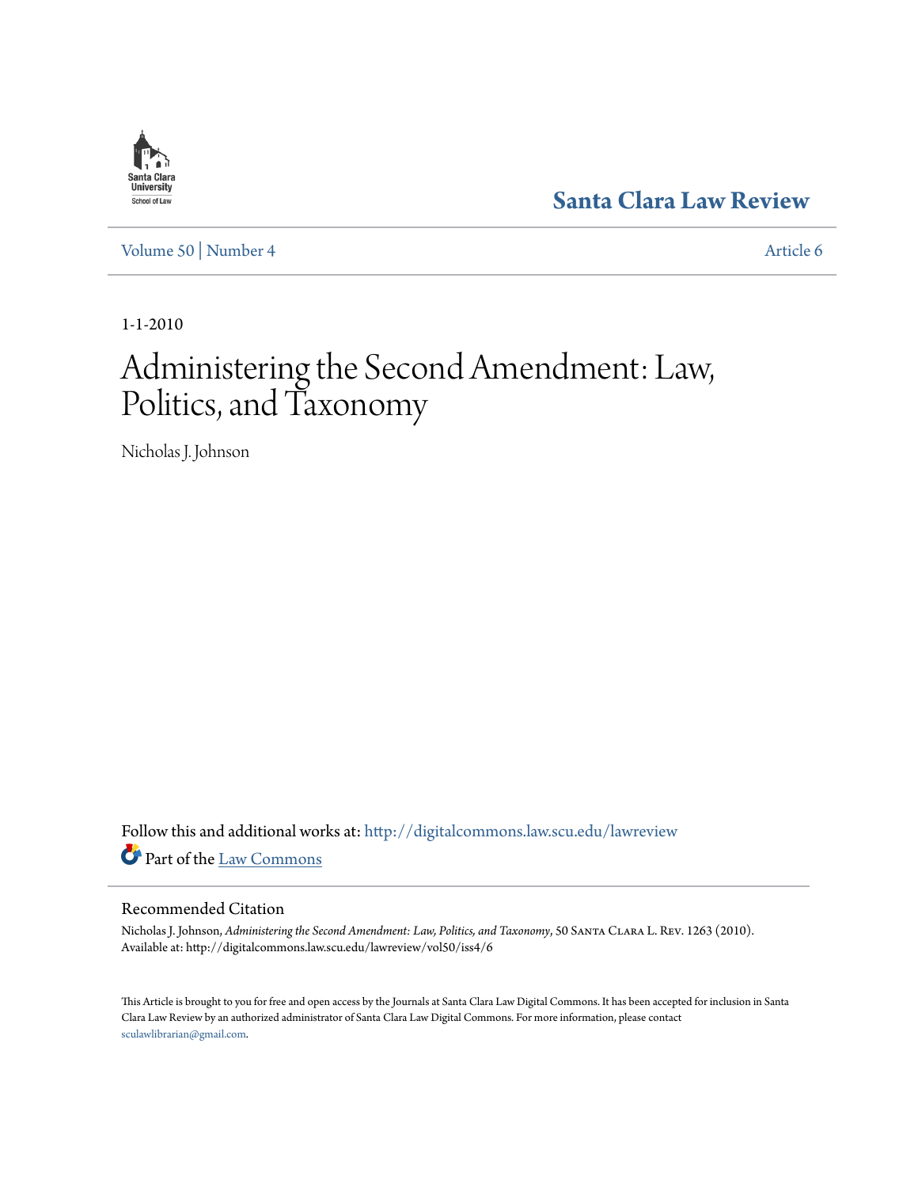Santa Clara University School of Law

# Santa Clara Law Review

Volume 50 | Number 4 Article 6

1-1-2010

# Administering the Second Amendment: Law, Politics, and Taxonomy

Nicholas J. Johnson

Follow this and additional works at: http://digitalcommons.law.scu.edu/lawreview

Part of the Law Commons

## Recommended Citation

Nicholas J. Johnson, *Administering the Second Amendment: Law, Politics, and Taxonomy*, 50 Santa Clara L. Rev. 1263 (2010).
Available at: http://digitalcommons.law.scu.edu/lawreview/vol50/iss4/6

This Article is brought to you for free and open access by the Journals at Santa Clara Law Digital Commons. It has been accepted for inclusion in Santa Clara Law Review by an authorized administrator of Santa Clara Law Digital Commons. For more information, please contact sculawlibrarian@gmail.com.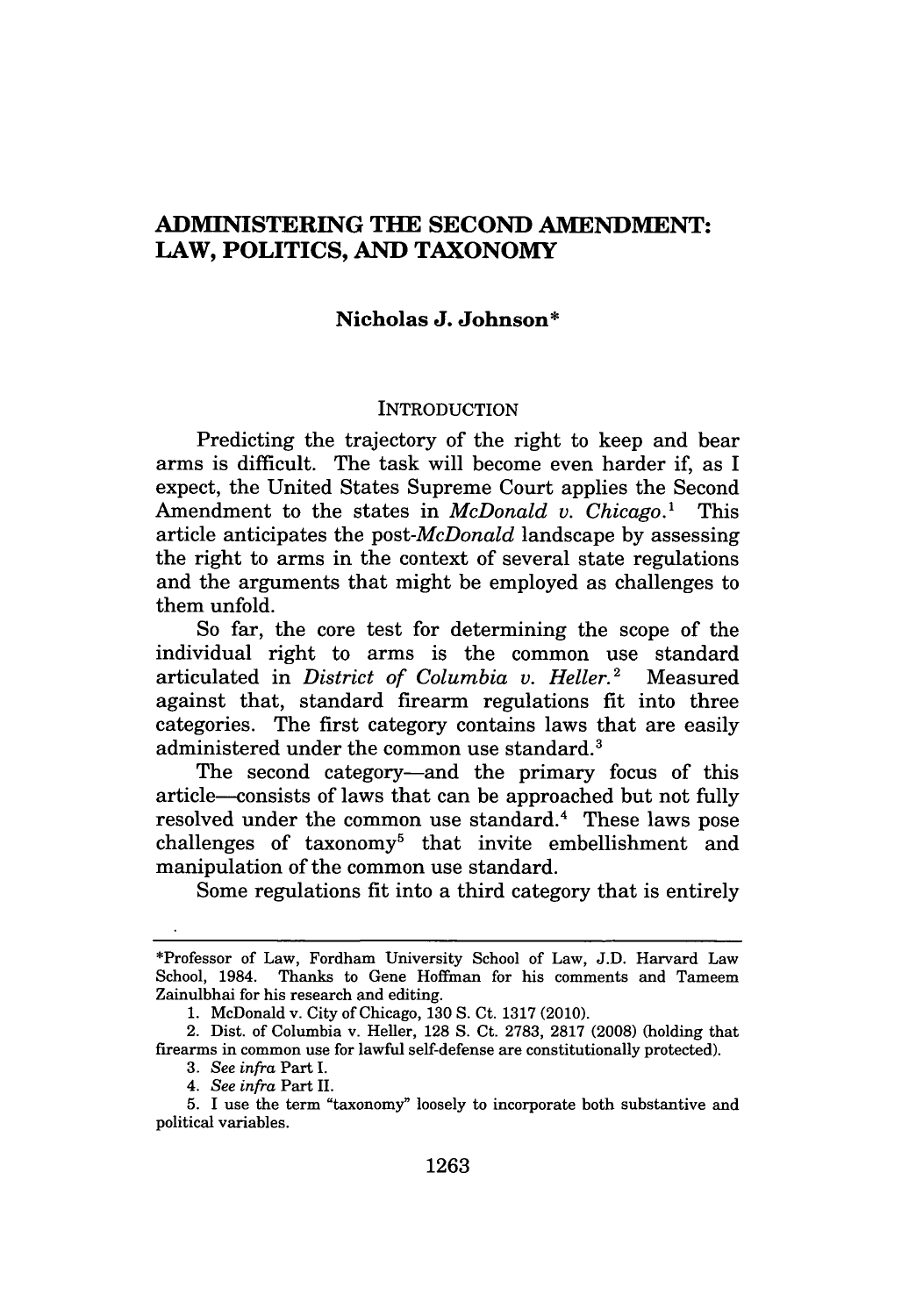# ADMINISTERING THE SECOND AMENDMENT: LAW, POLITICS, AND TAXONOMY

**Nicholas J. Johnson***

## INTRODUCTION

Predicting the trajectory of the right to keep and bear arms is difficult. The task will become even harder if, as I expect, the United States Supreme Court applies the Second Amendment to the states in *McDonald v. Chicago*.[1] This article anticipates the post-*McDonald* landscape by assessing the right to arms in the context of several state regulations and the arguments that might be employed as challenges to them unfold.

So far, the core test for determining the scope of the individual right to arms is the common use standard articulated in *District of Columbia v. Heller*.[2] Measured against that, standard firearm regulations fit into three categories. The first category contains laws that are easily administered under the common use standard.[3]

The second category—and the primary focus of this article—consists of laws that can be approached but not fully resolved under the common use standard.[4] These laws pose challenges of taxonomy[5] that invite embellishment and manipulation of the common use standard.

Some regulations fit into a third category that is entirely

---

*Professor of Law, Fordham University School of Law, J.D. Harvard Law School, 1984. Thanks to Gene Hoffman for his comments and Tameem Zainulbhai for his research and editing.

1. McDonald v. City of Chicago, 130 S. Ct. 1317 (2010).

2. Dist. of Columbia v. Heller, 128 S. Ct. 2783, 2817 (2008) (holding that firearms in common use for lawful self-defense are constitutionally protected).

3. *See infra* Part I.

4. *See infra* Part II.

5. I use the term "taxonomy" loosely to incorporate both substantive and political variables.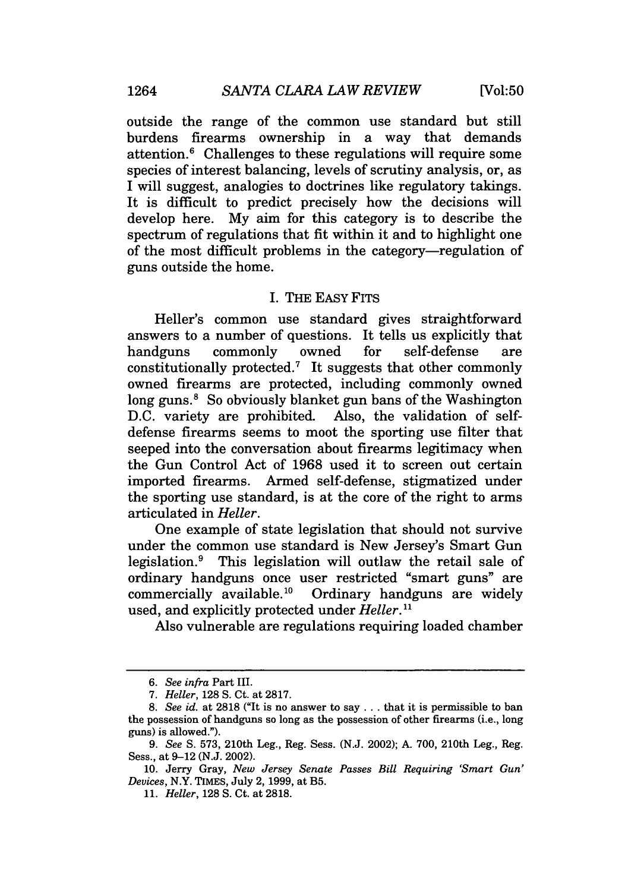outside the range of the common use standard but still burdens firearms ownership in a way that demands attention.[6] Challenges to these regulations will require some species of interest balancing, levels of scrutiny analysis, or, as I will suggest, analogies to doctrines like regulatory takings. It is difficult to predict precisely how the decisions will develop here. My aim for this category is to describe the spectrum of regulations that fit within it and to highlight one of the most difficult problems in the category—regulation of guns outside the home.

## I. THE EASY FITS

Heller's common use standard gives straightforward answers to a number of questions. It tells us explicitly that handguns commonly owned for self-defense are constitutionally protected.[7] It suggests that other commonly owned firearms are protected, including commonly owned long guns.[8] So obviously blanket gun bans of the Washington D.C. variety are prohibited. Also, the validation of self-defense firearms seems to moot the sporting use filter that seeped into the conversation about firearms legitimacy when the Gun Control Act of 1968 used it to screen out certain imported firearms. Armed self-defense, stigmatized under the sporting use standard, is at the core of the right to arms articulated in *Heller*.

One example of state legislation that should not survive under the common use standard is New Jersey's Smart Gun legislation.[9] This legislation will outlaw the retail sale of ordinary handguns once user restricted "smart guns" are commercially available.[10] Ordinary handguns are widely used, and explicitly protected under *Heller*.[11]

Also vulnerable are regulations requiring loaded chamber

---

6. *See infra* Part III.

7. *Heller*, 128 S. Ct. at 2817.

8. *See id.* at 2818 ("It is no answer to say . . . that it is permissible to ban the possession of handguns so long as the possession of other firearms (i.e., long guns) is allowed.").

9. *See* S. 573, 210th Leg., Reg. Sess. (N.J. 2002); A. 700, 210th Leg., Reg. Sess., at 9–12 (N.J. 2002).

10. Jerry Gray, *New Jersey Senate Passes Bill Requiring 'Smart Gun' Devices*, N.Y. TIMES, July 2, 1999, at B5.

11. *Heller*, 128 S. Ct. at 2818.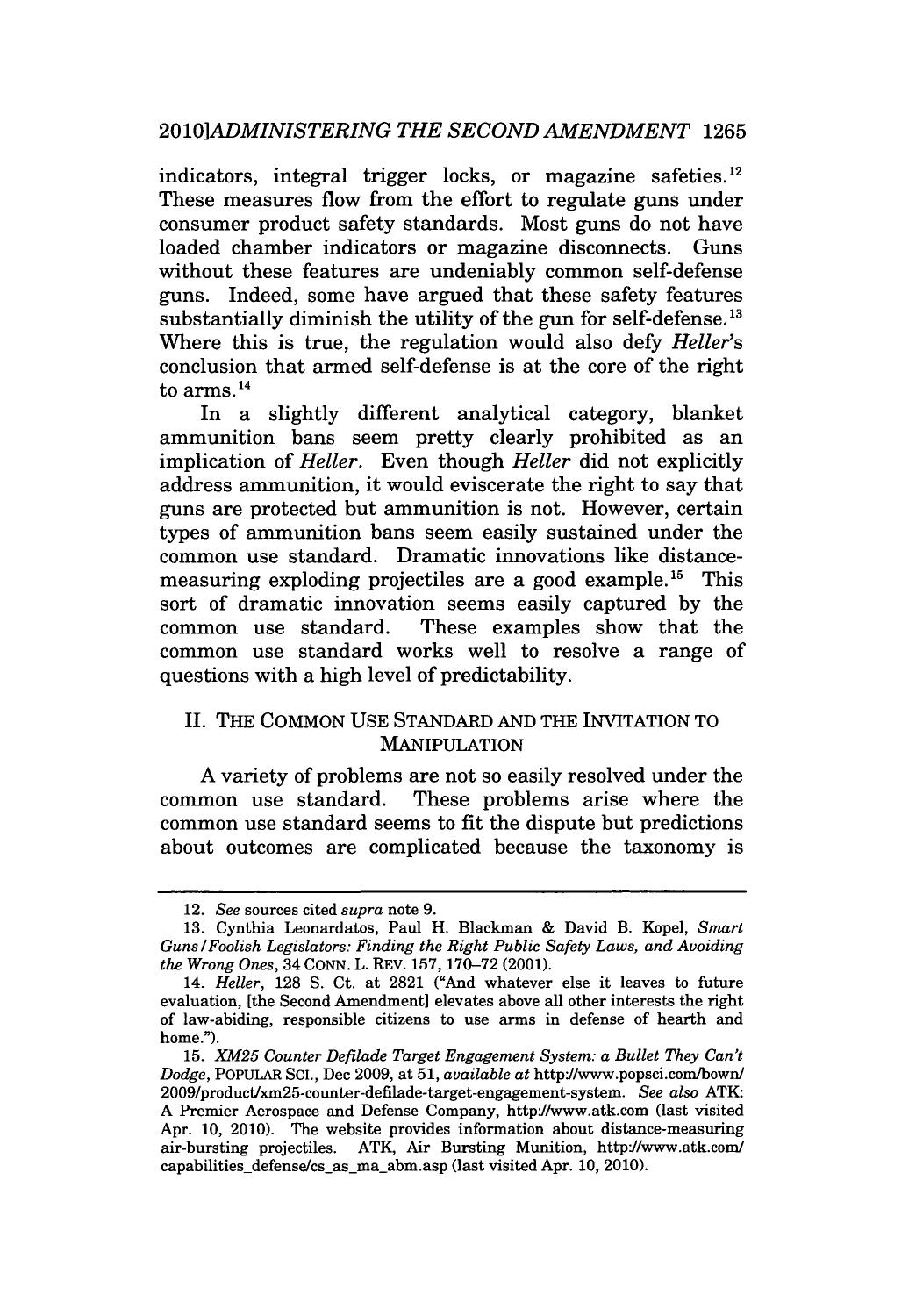indicators, integral trigger locks, or magazine safeties.[12] These measures flow from the effort to regulate guns under consumer product safety standards. Most guns do not have loaded chamber indicators or magazine disconnects. Guns without these features are undeniably common self-defense guns. Indeed, some have argued that these safety features substantially diminish the utility of the gun for self-defense.[13] Where this is true, the regulation would also defy *Heller*'s conclusion that armed self-defense is at the core of the right to arms.[14]

In a slightly different analytical category, blanket ammunition bans seem pretty clearly prohibited as an implication of *Heller*. Even though *Heller* did not explicitly address ammunition, it would eviscerate the right to say that guns are protected but ammunition is not. However, certain types of ammunition bans seem easily sustained under the common use standard. Dramatic innovations like distance-measuring exploding projectiles are a good example.[15] This sort of dramatic innovation seems easily captured by the common use standard. These examples show that the common use standard works well to resolve a range of questions with a high level of predictability.

## II. THE COMMON USE STANDARD AND THE INVITATION TO MANIPULATION

A variety of problems are not so easily resolved under the common use standard. These problems arise where the common use standard seems to fit the dispute but predictions about outcomes are complicated because the taxonomy is

---

12. *See* sources cited *supra* note 9.

13. Cynthia Leonardatos, Paul H. Blackman & David B. Kopel, *Smart Guns/Foolish Legislators: Finding the Right Public Safety Laws, and Avoiding the Wrong Ones*, 34 CONN. L. REV. 157, 170–72 (2001).

14. *Heller*, 128 S. Ct. at 2821 ("And whatever else it leaves to future evaluation, [the Second Amendment] elevates above all other interests the right of law-abiding, responsible citizens to use arms in defense of hearth and home.").

15. *XM25 Counter Defilade Target Engagement System: a Bullet They Can't Dodge*, POPULAR SCI., Dec 2009, at 51, *available at* http://www.popsci.com/bown/2009/product/xm25-counter-defilade-target-engagement-system. *See also* ATK: A Premier Aerospace and Defense Company, http://www.atk.com (last visited Apr. 10, 2010). The website provides information about distance-measuring air-bursting projectiles. ATK, Air Bursting Munition, http://www.atk.com/capabilities_defense/cs_as_ma_abm.asp (last visited Apr. 10, 2010).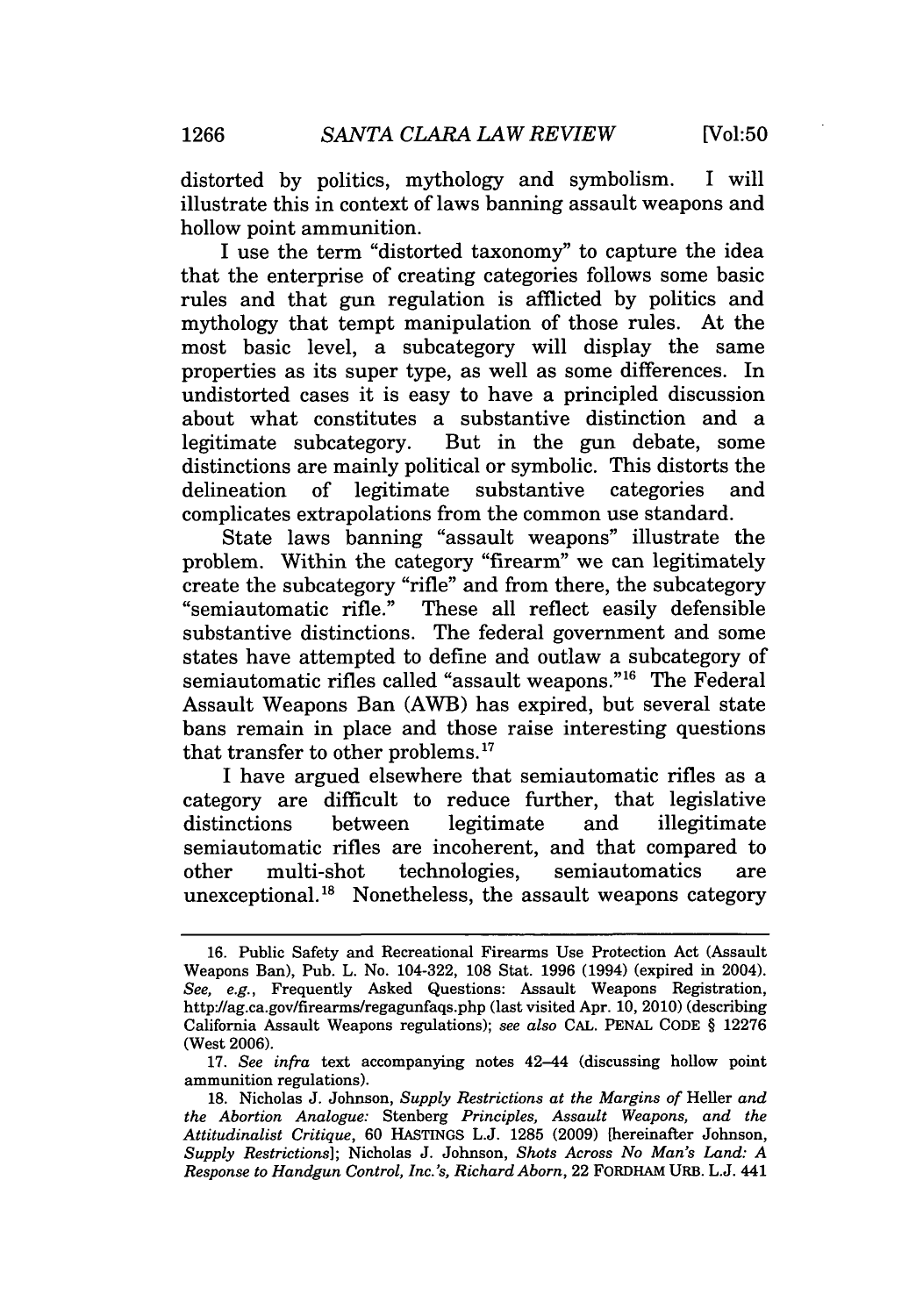distorted by politics, mythology and symbolism. I will illustrate this in context of laws banning assault weapons and hollow point ammunition.

I use the term "distorted taxonomy" to capture the idea that the enterprise of creating categories follows some basic rules and that gun regulation is afflicted by politics and mythology that tempt manipulation of those rules. At the most basic level, a subcategory will display the same properties as its super type, as well as some differences. In undistorted cases it is easy to have a principled discussion about what constitutes a substantive distinction and a legitimate subcategory. But in the gun debate, some distinctions are mainly political or symbolic. This distorts the delineation of legitimate substantive categories and complicates extrapolations from the common use standard.

State laws banning "assault weapons" illustrate the problem. Within the category "firearm" we can legitimately create the subcategory "rifle" and from there, the subcategory "semiautomatic rifle." These all reflect easily defensible substantive distinctions. The federal government and some states have attempted to define and outlaw a subcategory of semiautomatic rifles called "assault weapons."[16] The Federal Assault Weapons Ban (AWB) has expired, but several state bans remain in place and those raise interesting questions that transfer to other problems.[17]

I have argued elsewhere that semiautomatic rifles as a category are difficult to reduce further, that legislative distinctions between legitimate and illegitimate semiautomatic rifles are incoherent, and that compared to other multi-shot technologies, semiautomatics are unexceptional.[18] Nonetheless, the assault weapons category

---

16. Public Safety and Recreational Firearms Use Protection Act (Assault Weapons Ban), Pub. L. No. 104-322, 108 Stat. 1996 (1994) (expired in 2004). *See, e.g.*, Frequently Asked Questions: Assault Weapons Registration, http://ag.ca.gov/firearms/regagunfaqs.php (last visited Apr. 10, 2010) (describing California Assault Weapons regulations); *see also* CAL. PENAL CODE § 12276 (West 2006).

17. *See infra* text accompanying notes 42–44 (discussing hollow point ammunition regulations).

18. Nicholas J. Johnson, *Supply Restrictions at the Margins of* Heller *and the Abortion Analogue:* Stenberg *Principles, Assault Weapons, and the Attitudinalist Critique*, 60 HASTINGS L.J. 1285 (2009) [hereinafter Johnson, *Supply Restrictions*]; Nicholas J. Johnson, *Shots Across No Man's Land: A Response to Handgun Control, Inc.'s, Richard Aborn*, 22 FORDHAM URB. L.J. 441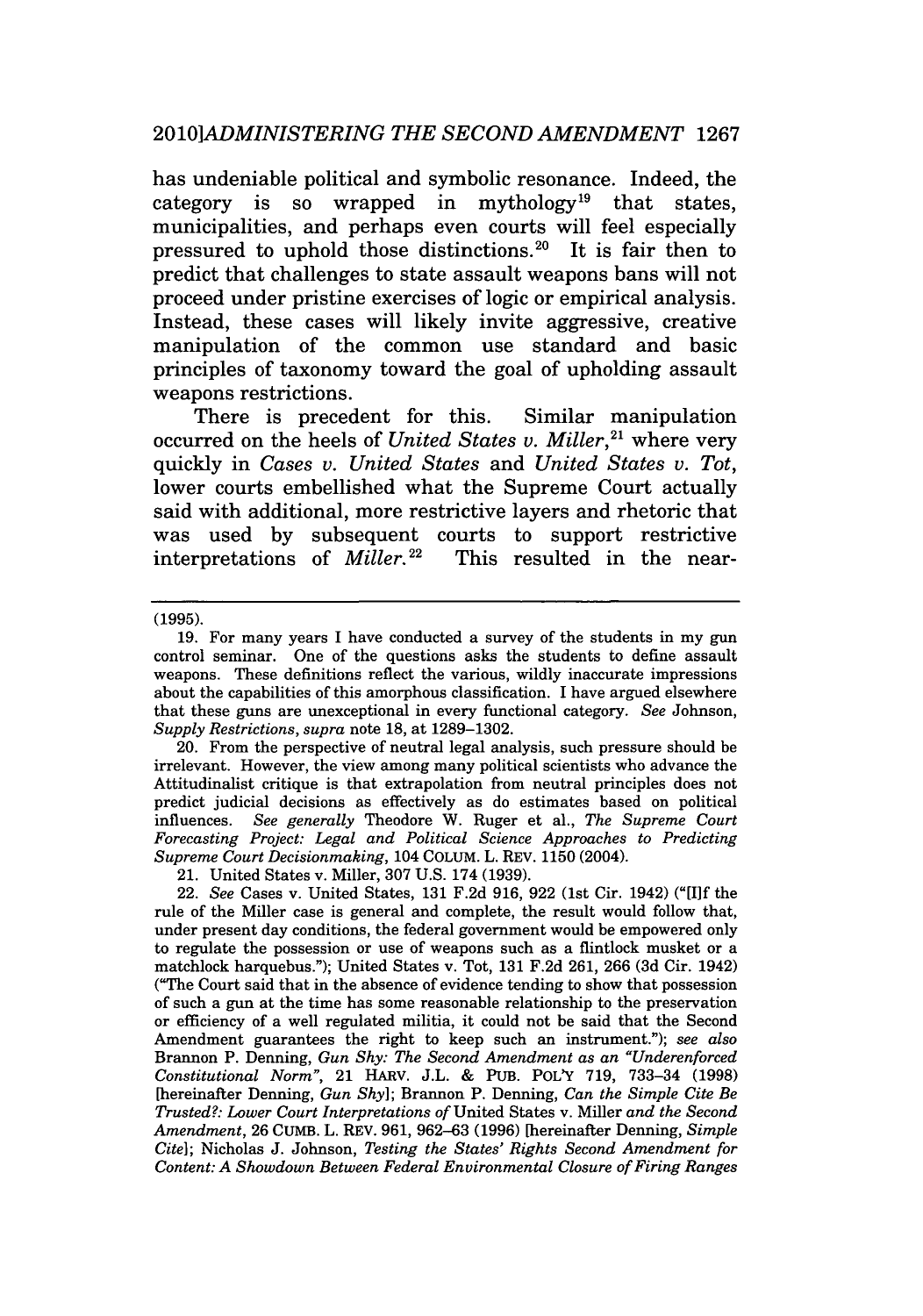has undeniable political and symbolic resonance. Indeed, the category is so wrapped in mythology[19] that states, municipalities, and perhaps even courts will feel especially pressured to uphold those distinctions.[20] It is fair then to predict that challenges to state assault weapons bans will not proceed under pristine exercises of logic or empirical analysis. Instead, these cases will likely invite aggressive, creative manipulation of the common use standard and basic principles of taxonomy toward the goal of upholding assault weapons restrictions.

There is precedent for this. Similar manipulation occurred on the heels of *United States v. Miller*,[21] where very quickly in *Cases v. United States* and *United States v. Tot*, lower courts embellished what the Supreme Court actually said with additional, more restrictive layers and rhetoric that was used by subsequent courts to support restrictive interpretations of *Miller*.[22] This resulted in the near-

---

(1995).

19. For many years I have conducted a survey of the students in my gun control seminar. One of the questions asks the students to define assault weapons. These definitions reflect the various, wildly inaccurate impressions about the capabilities of this amorphous classification. I have argued elsewhere that these guns are unexceptional in every functional category. *See* Johnson, *Supply Restrictions*, *supra* note 18, at 1289–1302.

20. From the perspective of neutral legal analysis, such pressure should be irrelevant. However, the view among many political scientists who advance the Attitudinalist critique is that extrapolation from neutral principles does not predict judicial decisions as effectively as do estimates based on political influences. *See generally* Theodore W. Ruger et al., *The Supreme Court Forecasting Project: Legal and Political Science Approaches to Predicting Supreme Court Decisionmaking*, 104 COLUM. L. REV. 1150 (2004).

21. United States v. Miller, 307 U.S. 174 (1939).

22. *See* Cases v. United States, 131 F.2d 916, 922 (1st Cir. 1942) ("[I]f the rule of the Miller case is general and complete, the result would follow that, under present day conditions, the federal government would be empowered only to regulate the possession or use of weapons such as a flintlock musket or a matchlock harquebus."); United States v. Tot, 131 F.2d 261, 266 (3d Cir. 1942) ("The Court said that in the absence of evidence tending to show that possession of such a gun at the time has some reasonable relationship to the preservation or efficiency of a well regulated militia, it could not be said that the Second Amendment guarantees the right to keep such an instrument."); *see also* Brannon P. Denning, *Gun Shy: The Second Amendment as an "Underenforced Constitutional Norm"*, 21 HARV. J.L. & PUB. POL'Y 719, 733–34 (1998) [hereinafter Denning, *Gun Shy*]; Brannon P. Denning, *Can the Simple Cite Be Trusted?: Lower Court Interpretations of* United States v. Miller *and the Second Amendment*, 26 CUMB. L. REV. 961, 962–63 (1996) [hereinafter Denning, *Simple Cite*]; Nicholas J. Johnson, *Testing the States' Rights Second Amendment for Content: A Showdown Between Federal Environmental Closure of Firing Ranges*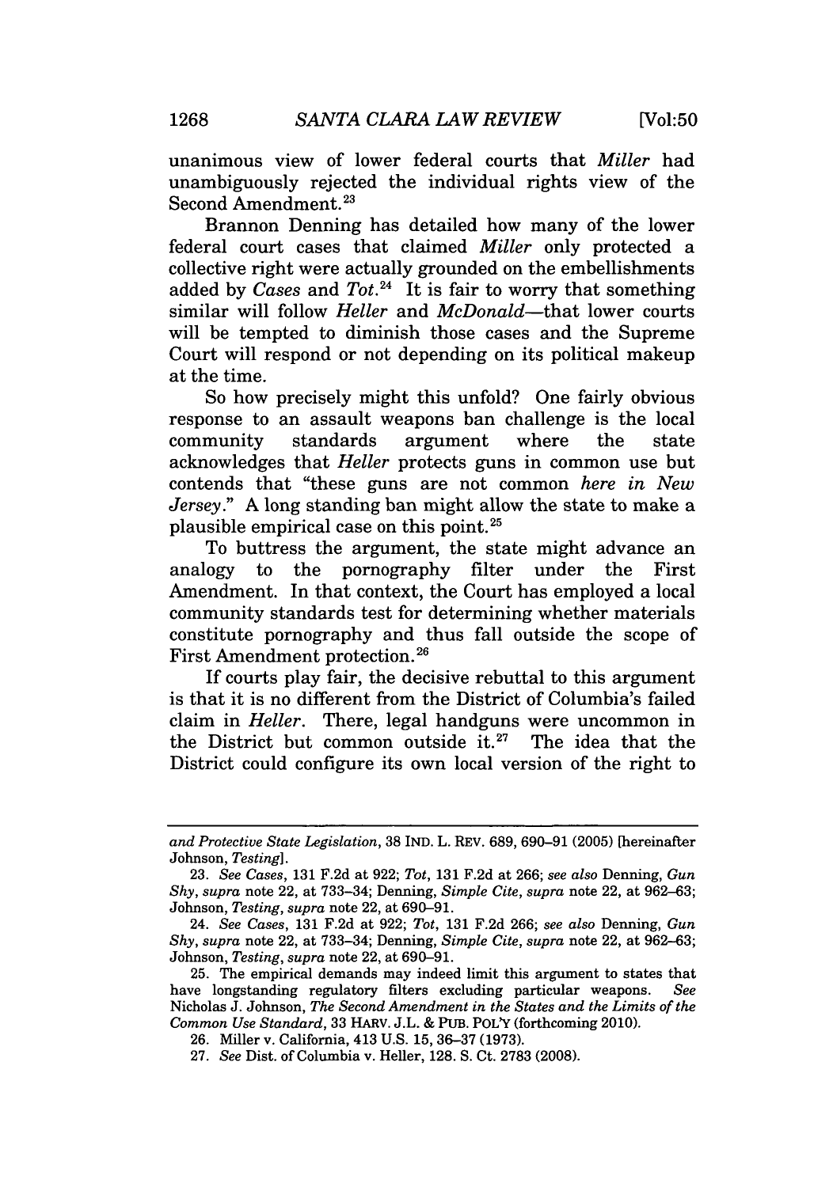unanimous view of lower federal courts that *Miller* had unambiguously rejected the individual rights view of the Second Amendment.[23]

Brannon Denning has detailed how many of the lower federal court cases that claimed *Miller* only protected a collective right were actually grounded on the embellishments added by *Cases* and *Tot*.[24] It is fair to worry that something similar will follow *Heller* and *McDonald*—that lower courts will be tempted to diminish those cases and the Supreme Court will respond or not depending on its political makeup at the time.

So how precisely might this unfold? One fairly obvious response to an assault weapons ban challenge is the local community standards argument where the state acknowledges that *Heller* protects guns in common use but contends that "these guns are not common *here in New Jersey*." A long standing ban might allow the state to make a plausible empirical case on this point.[25]

To buttress the argument, the state might advance an analogy to the pornography filter under the First Amendment. In that context, the Court has employed a local community standards test for determining whether materials constitute pornography and thus fall outside the scope of First Amendment protection.[26]

If courts play fair, the decisive rebuttal to this argument is that it is no different from the District of Columbia's failed claim in *Heller*. There, legal handguns were uncommon in the District but common outside it.[27] The idea that the District could configure its own local version of the right to

---

*and Protective State Legislation*, 38 IND. L. REV. 689, 690–91 (2005) [hereinafter Johnson, *Testing*].

23. *See Cases*, 131 F.2d at 922; *Tot*, 131 F.2d at 266; *see also* Denning, *Gun Shy*, *supra* note 22, at 733–34; Denning, *Simple Cite*, *supra* note 22, at 962–63; Johnson, *Testing*, *supra* note 22, at 690–91.

24. *See Cases*, 131 F.2d at 922; *Tot*, 131 F.2d 266; *see also* Denning, *Gun Shy*, *supra* note 22, at 733–34; Denning, *Simple Cite*, *supra* note 22, at 962–63; Johnson, *Testing*, *supra* note 22, at 690–91.

25. The empirical demands may indeed limit this argument to states that have longstanding regulatory filters excluding particular weapons. *See* Nicholas J. Johnson, *The Second Amendment in the States and the Limits of the Common Use Standard*, 33 HARV. J.L. & PUB. POL'Y (forthcoming 2010).

26. Miller v. California, 413 U.S. 15, 36–37 (1973).

27. *See* Dist. of Columbia v. Heller, 128. S. Ct. 2783 (2008).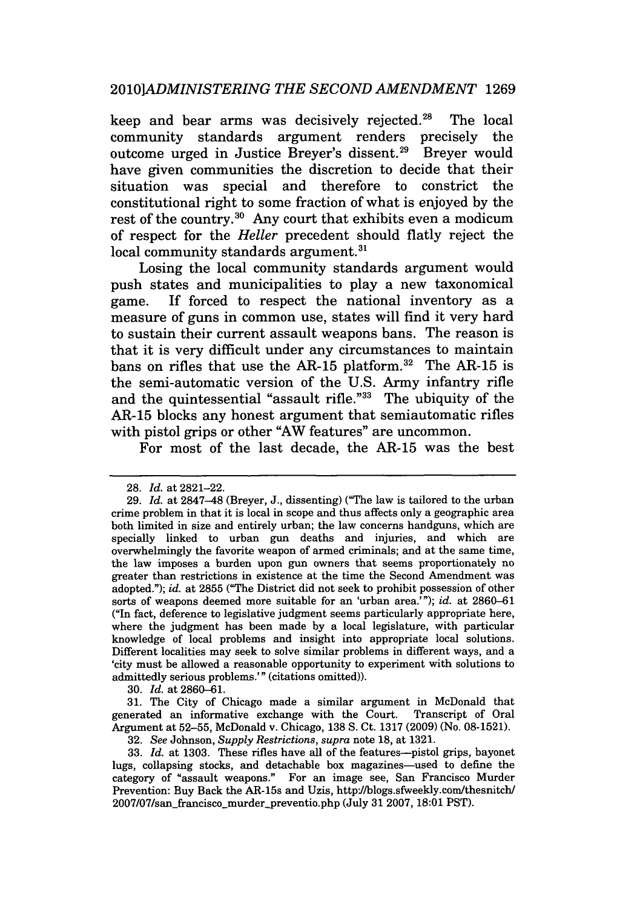keep and bear arms was decisively rejected.[28] The local community standards argument renders precisely the outcome urged in Justice Breyer's dissent.[29] Breyer would have given communities the discretion to decide that their situation was special and therefore to constrict the constitutional right to some fraction of what is enjoyed by the rest of the country.[30] Any court that exhibits even a modicum of respect for the *Heller* precedent should flatly reject the local community standards argument.[31]

Losing the local community standards argument would push states and municipalities to play a new taxonomical game. If forced to respect the national inventory as a measure of guns in common use, states will find it very hard to sustain their current assault weapons bans. The reason is that it is very difficult under any circumstances to maintain bans on rifles that use the AR-15 platform.[32] The AR-15 is the semi-automatic version of the U.S. Army infantry rifle and the quintessential "assault rifle."[33] The ubiquity of the AR-15 blocks any honest argument that semiautomatic rifles with pistol grips or other "AW features" are uncommon.

For most of the last decade, the AR-15 was the best

---

28. *Id.* at 2821–22.

29. *Id.* at 2847–48 (Breyer, J., dissenting) ("The law is tailored to the urban crime problem in that it is local in scope and thus affects only a geographic area both limited in size and entirely urban; the law concerns handguns, which are specially linked to urban gun deaths and injuries, and which are overwhelmingly the favorite weapon of armed criminals; and at the same time, the law imposes a burden upon gun owners that seems proportionately no greater than restrictions in existence at the time the Second Amendment was adopted."); *id.* at 2855 ("The District did not seek to prohibit possession of other sorts of weapons deemed more suitable for an 'urban area.'"); *id.* at 2860–61 ("In fact, deference to legislative judgment seems particularly appropriate here, where the judgment has been made by a local legislature, with particular knowledge of local problems and insight into appropriate local solutions. Different localities may seek to solve similar problems in different ways, and a 'city must be allowed a reasonable opportunity to experiment with solutions to admittedly serious problems.'" (citations omitted)).

30. *Id.* at 2860–61.

31. The City of Chicago made a similar argument in McDonald that generated an informative exchange with the Court. Transcript of Oral Argument at 52–55, McDonald v. Chicago, 138 S. Ct. 1317 (2009) (No. 08-1521).

32. *See* Johnson, *Supply Restrictions*, *supra* note 18, at 1321.

33. *Id.* at 1303. These rifles have all of the features—pistol grips, bayonet lugs, collapsing stocks, and detachable box magazines—used to define the category of "assault weapons." For an image see, San Francisco Murder Prevention: Buy Back the AR-15s and Uzis, http://blogs.sfweekly.com/thesnitch/2007/07/san_francisco_murder_preventio.php (July 31 2007, 18:01 PST).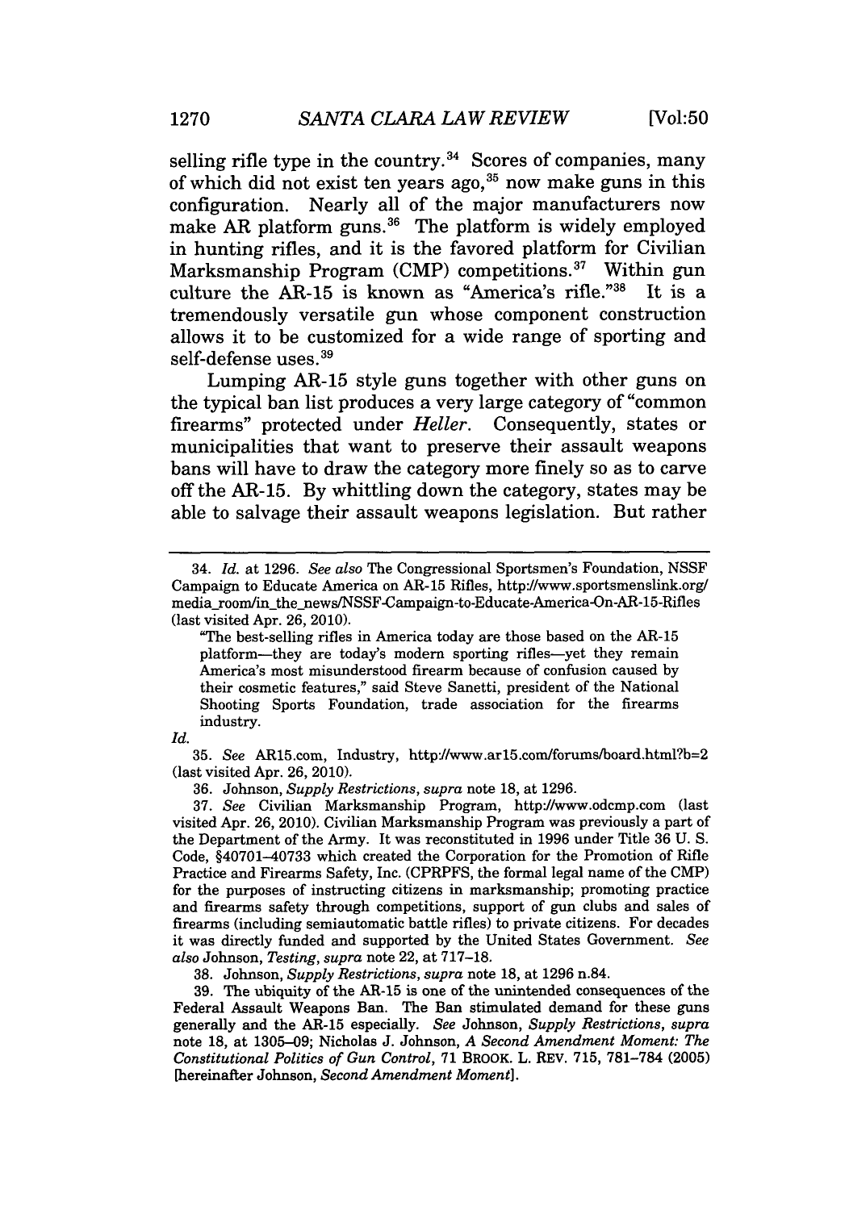selling rifle type in the country.[34] Scores of companies, many of which did not exist ten years ago,[35] now make guns in this configuration. Nearly all of the major manufacturers now make AR platform guns.[36] The platform is widely employed in hunting rifles, and it is the favored platform for Civilian Marksmanship Program (CMP) competitions.[37] Within gun culture the AR-15 is known as "America's rifle."[38] It is a tremendously versatile gun whose component construction allows it to be customized for a wide range of sporting and self-defense uses.[39]

Lumping AR-15 style guns together with other guns on the typical ban list produces a very large category of "common firearms" protected under *Heller*. Consequently, states or municipalities that want to preserve their assault weapons bans will have to draw the category more finely so as to carve off the AR-15. By whittling down the category, states may be able to salvage their assault weapons legislation. But rather

---

34. *Id.* at 1296. *See also* The Congressional Sportsmen's Foundation, NSSF Campaign to Educate America on AR-15 Rifles, http://www.sportsmenslink.org/media_room/in_the_news/NSSF-Campaign-to-Educate-America-On-AR-15-Rifles (last visited Apr. 26, 2010).

> "The best-selling rifles in America today are those based on the AR-15 platform—they are today's modern sporting rifles—yet they remain America's most misunderstood firearm because of confusion caused by their cosmetic features," said Steve Sanetti, president of the National Shooting Sports Foundation, trade association for the firearms industry.

*Id.*

35. *See* AR15.com, Industry, http://www.ar15.com/forums/board.html?b=2 (last visited Apr. 26, 2010).

36. Johnson, *Supply Restrictions*, *supra* note 18, at 1296.

37. *See* Civilian Marksmanship Program, http://www.odcmp.com (last visited Apr. 26, 2010). Civilian Marksmanship Program was previously a part of the Department of the Army. It was reconstituted in 1996 under Title 36 U. S. Code, §40701–40733 which created the Corporation for the Promotion of Rifle Practice and Firearms Safety, Inc. (CPRPFS, the formal legal name of the CMP) for the purposes of instructing citizens in marksmanship; promoting practice and firearms safety through competitions, support of gun clubs and sales of firearms (including semiautomatic battle rifles) to private citizens. For decades it was directly funded and supported by the United States Government. *See also* Johnson, *Testing*, *supra* note 22, at 717–18.

38. Johnson, *Supply Restrictions*, *supra* note 18, at 1296 n.84.

39. The ubiquity of the AR-15 is one of the unintended consequences of the Federal Assault Weapons Ban. The Ban stimulated demand for these guns generally and the AR-15 especially. *See* Johnson, *Supply Restrictions*, *supra* note 18, at 1305–09; Nicholas J. Johnson, *A Second Amendment Moment: The Constitutional Politics of Gun Control*, 71 BROOK. L. REV. 715, 781–784 (2005) [hereinafter Johnson, *Second Amendment Moment*].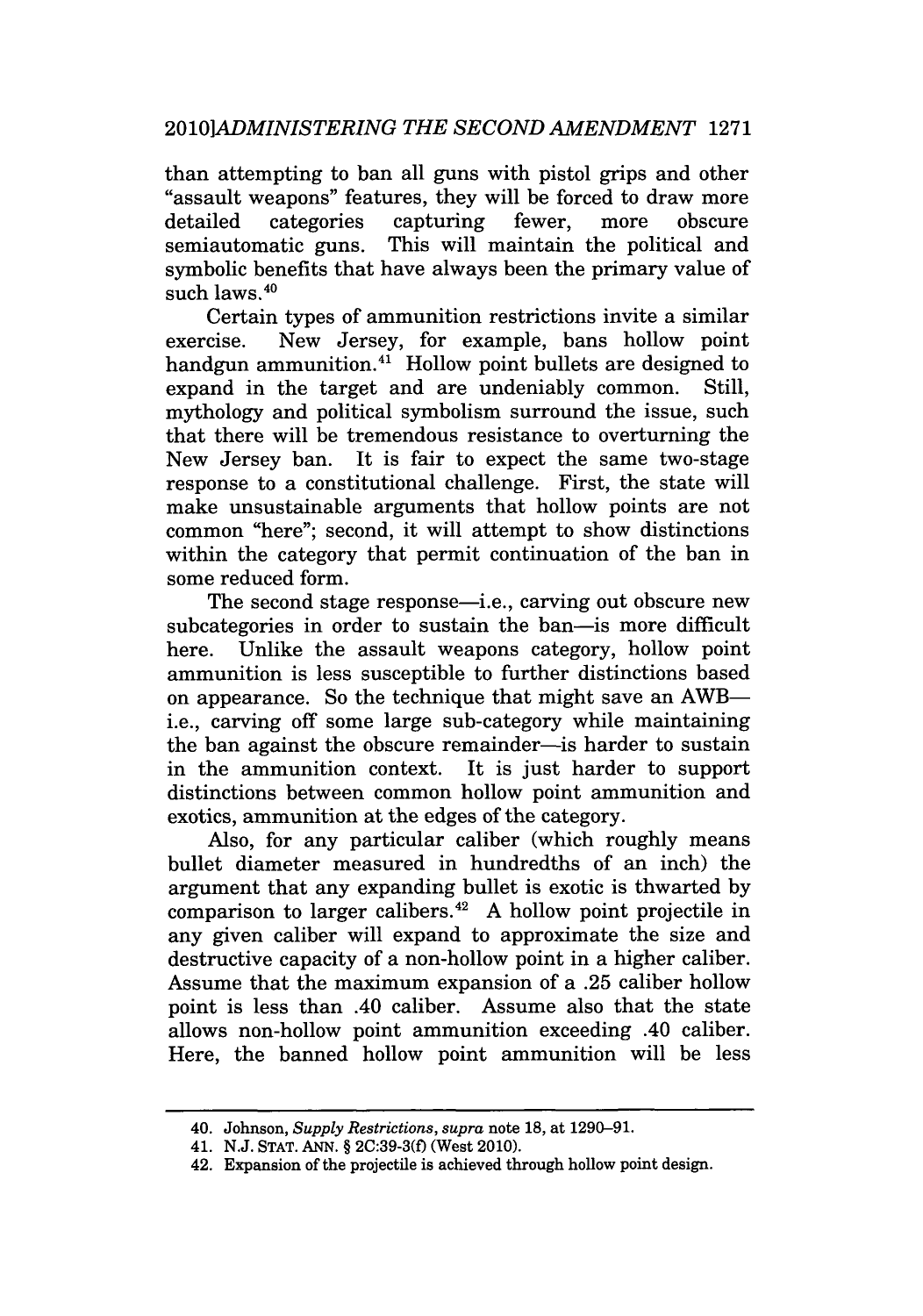than attempting to ban all guns with pistol grips and other "assault weapons" features, they will be forced to draw more detailed categories capturing fewer, more obscure semiautomatic guns. This will maintain the political and symbolic benefits that have always been the primary value of such laws.[40]

Certain types of ammunition restrictions invite a similar exercise. New Jersey, for example, bans hollow point handgun ammunition.[41] Hollow point bullets are designed to expand in the target and are undeniably common. Still, mythology and political symbolism surround the issue, such that there will be tremendous resistance to overturning the New Jersey ban. It is fair to expect the same two-stage response to a constitutional challenge. First, the state will make unsustainable arguments that hollow points are not common "here"; second, it will attempt to show distinctions within the category that permit continuation of the ban in some reduced form.

The second stage response—i.e., carving out obscure new subcategories in order to sustain the ban—is more difficult here. Unlike the assault weapons category, hollow point ammunition is less susceptible to further distinctions based on appearance. So the technique that might save an AWB—i.e., carving off some large sub-category while maintaining the ban against the obscure remainder—is harder to sustain in the ammunition context. It is just harder to support distinctions between common hollow point ammunition and exotics, ammunition at the edges of the category.

Also, for any particular caliber (which roughly means bullet diameter measured in hundredths of an inch) the argument that any expanding bullet is exotic is thwarted by comparison to larger calibers.[42] A hollow point projectile in any given caliber will expand to approximate the size and destructive capacity of a non-hollow point in a higher caliber. Assume that the maximum expansion of a .25 caliber hollow point is less than .40 caliber. Assume also that the state allows non-hollow point ammunition exceeding .40 caliber. Here, the banned hollow point ammunition will be less

---

40. Johnson, *Supply Restrictions*, *supra* note 18, at 1290–91.

41. N.J. STAT. ANN. § 2C:39-3(f) (West 2010).

42. Expansion of the projectile is achieved through hollow point design.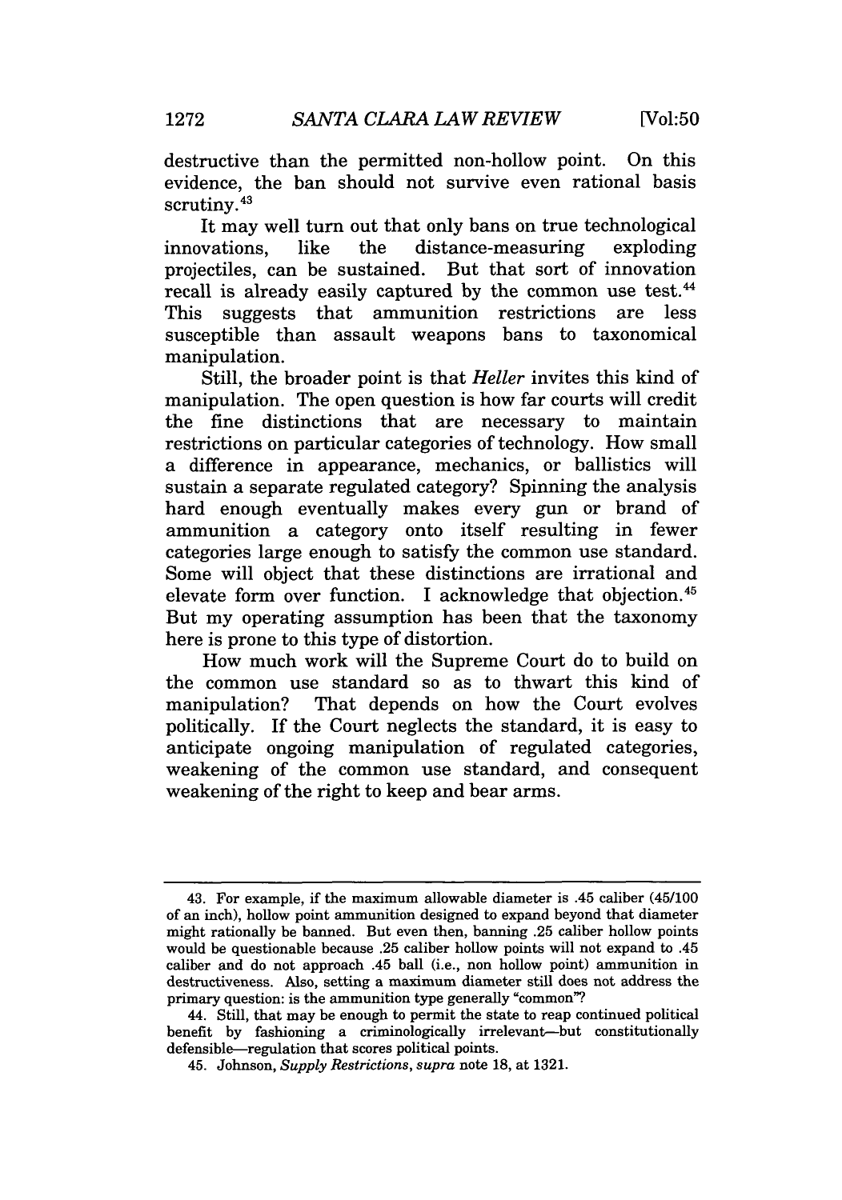destructive than the permitted non-hollow point. On this evidence, the ban should not survive even rational basis scrutiny.[43]

It may well turn out that only bans on true technological innovations, like the distance-measuring exploding projectiles, can be sustained. But that sort of innovation recall is already easily captured by the common use test.[44] This suggests that ammunition restrictions are less susceptible than assault weapons bans to taxonomical manipulation.

Still, the broader point is that *Heller* invites this kind of manipulation. The open question is how far courts will credit the fine distinctions that are necessary to maintain restrictions on particular categories of technology. How small a difference in appearance, mechanics, or ballistics will sustain a separate regulated category? Spinning the analysis hard enough eventually makes every gun or brand of ammunition a category onto itself resulting in fewer categories large enough to satisfy the common use standard. Some will object that these distinctions are irrational and elevate form over function. I acknowledge that objection.[45] But my operating assumption has been that the taxonomy here is prone to this type of distortion.

How much work will the Supreme Court do to build on the common use standard so as to thwart this kind of manipulation? That depends on how the Court evolves politically. If the Court neglects the standard, it is easy to anticipate ongoing manipulation of regulated categories, weakening of the common use standard, and consequent weakening of the right to keep and bear arms.

---

43. For example, if the maximum allowable diameter is .45 caliber (45/100 of an inch), hollow point ammunition designed to expand beyond that diameter might rationally be banned. But even then, banning .25 caliber hollow points would be questionable because .25 caliber hollow points will not expand to .45 caliber and do not approach .45 ball (i.e., non hollow point) ammunition in destructiveness. Also, setting a maximum diameter still does not address the primary question: is the ammunition type generally "common"?

44. Still, that may be enough to permit the state to reap continued political benefit by fashioning a criminologically irrelevant—but constitutionally defensible—regulation that scores political points.

45. Johnson, *Supply Restrictions*, *supra* note 18, at 1321.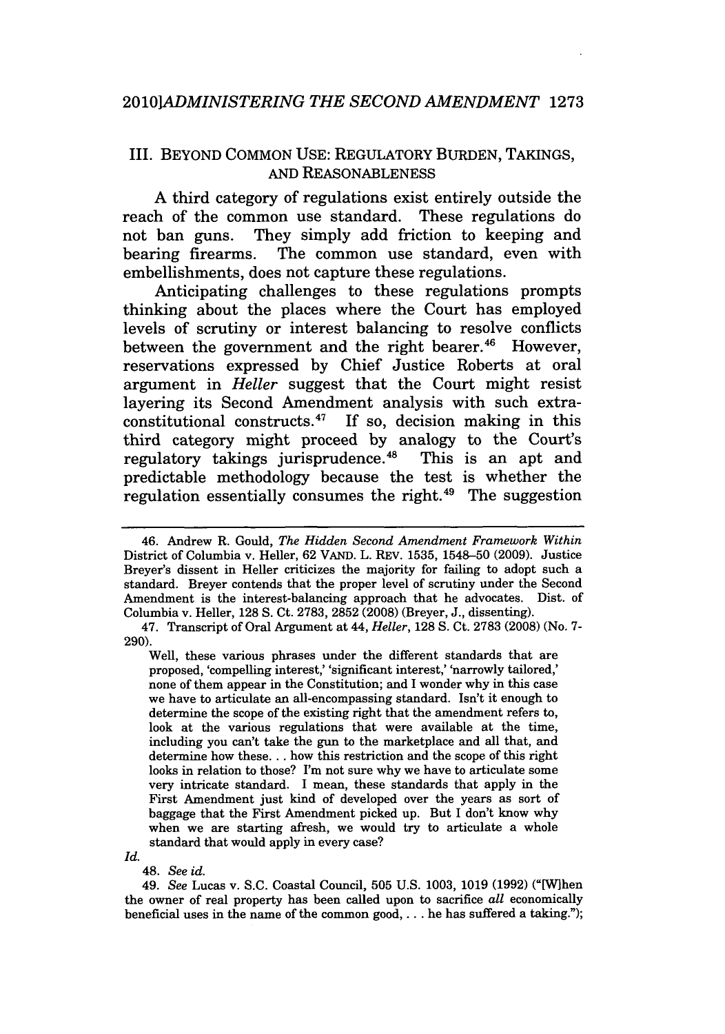## III. BEYOND COMMON USE: REGULATORY BURDEN, TAKINGS, AND REASONABLENESS

A third category of regulations exist entirely outside the reach of the common use standard. These regulations do not ban guns. They simply add friction to keeping and bearing firearms. The common use standard, even with embellishments, does not capture these regulations.

Anticipating challenges to these regulations prompts thinking about the places where the Court has employed levels of scrutiny or interest balancing to resolve conflicts between the government and the right bearer.[46] However, reservations expressed by Chief Justice Roberts at oral argument in *Heller* suggest that the Court might resist layering its Second Amendment analysis with such extra-constitutional constructs.[47] If so, decision making in this third category might proceed by analogy to the Court's regulatory takings jurisprudence.[48] This is an apt and predictable methodology because the test is whether the regulation essentially consumes the right.[49] The suggestion

---

46. Andrew R. Gould, *The Hidden Second Amendment Framework Within* District of Columbia v. Heller, 62 VAND. L. REV. 1535, 1548–50 (2009). Justice Breyer's dissent in Heller criticizes the majority for failing to adopt such a standard. Breyer contends that the proper level of scrutiny under the Second Amendment is the interest-balancing approach that he advocates. Dist. of Columbia v. Heller, 128 S. Ct. 2783, 2852 (2008) (Breyer, J., dissenting).

47. Transcript of Oral Argument at 44, *Heller*, 128 S. Ct. 2783 (2008) (No. 7-290).

> Well, these various phrases under the different standards that are proposed, 'compelling interest,' 'significant interest,' 'narrowly tailored,' none of them appear in the Constitution; and I wonder why in this case we have to articulate an all-encompassing standard. Isn't it enough to determine the scope of the existing right that the amendment refers to, look at the various regulations that were available at the time, including you can't take the gun to the marketplace and all that, and determine how these. . . how this restriction and the scope of this right looks in relation to those? I'm not sure why we have to articulate some very intricate standard. I mean, these standards that apply in the First Amendment just kind of developed over the years as sort of baggage that the First Amendment picked up. But I don't know why when we are starting afresh, we would try to articulate a whole standard that would apply in every case?

*Id.*

48. *See id.*

49. *See* Lucas v. S.C. Coastal Council, 505 U.S. 1003, 1019 (1992) ("[W]hen the owner of real property has been called upon to sacrifice *all* economically beneficial uses in the name of the common good, . . . he has suffered a taking.");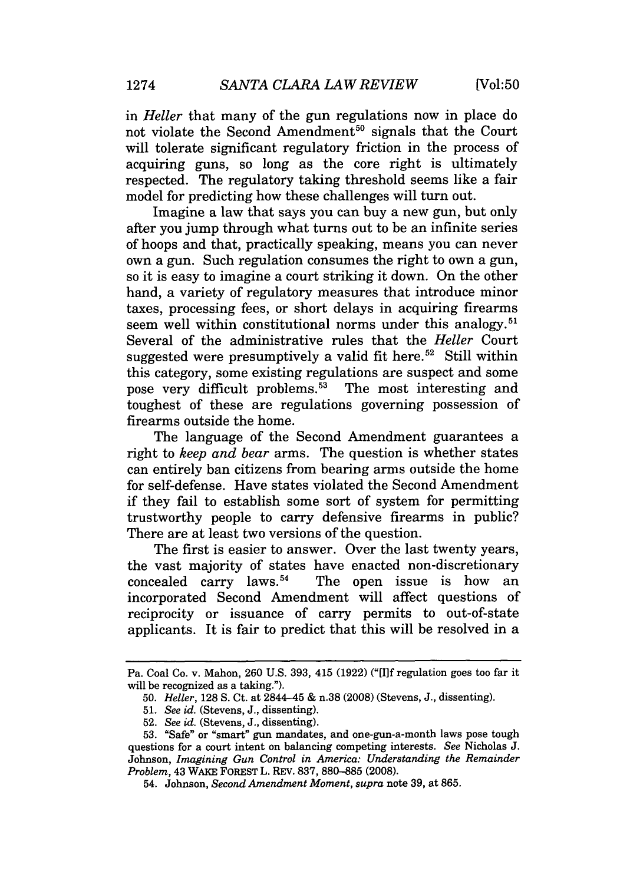in *Heller* that many of the gun regulations now in place do not violate the Second Amendment[50] signals that the Court will tolerate significant regulatory friction in the process of acquiring guns, so long as the core right is ultimately respected. The regulatory taking threshold seems like a fair model for predicting how these challenges will turn out.

Imagine a law that says you can buy a new gun, but only after you jump through what turns out to be an infinite series of hoops and that, practically speaking, means you can never own a gun. Such regulation consumes the right to own a gun, so it is easy to imagine a court striking it down. On the other hand, a variety of regulatory measures that introduce minor taxes, processing fees, or short delays in acquiring firearms seem well within constitutional norms under this analogy.[51] Several of the administrative rules that the *Heller* Court suggested were presumptively a valid fit here.[52] Still within this category, some existing regulations are suspect and some pose very difficult problems.[53] The most interesting and toughest of these are regulations governing possession of firearms outside the home.

The language of the Second Amendment guarantees a right to *keep and bear* arms. The question is whether states can entirely ban citizens from bearing arms outside the home for self-defense. Have states violated the Second Amendment if they fail to establish some sort of system for permitting trustworthy people to carry defensive firearms in public? There are at least two versions of the question.

The first is easier to answer. Over the last twenty years, the vast majority of states have enacted non-discretionary concealed carry laws.[54] The open issue is how an incorporated Second Amendment will affect questions of reciprocity or issuance of carry permits to out-of-state applicants. It is fair to predict that this will be resolved in a

---

Pa. Coal Co. v. Mahon, 260 U.S. 393, 415 (1922) ("[I]f regulation goes too far it will be recognized as a taking.").

50. *Heller*, 128 S. Ct. at 2844–45 & n.38 (2008) (Stevens, J., dissenting).

51. *See id.* (Stevens, J., dissenting).

52. *See id.* (Stevens, J., dissenting).

53. "Safe" or "smart" gun mandates, and one-gun-a-month laws pose tough questions for a court intent on balancing competing interests. *See* Nicholas J. Johnson, *Imagining Gun Control in America: Understanding the Remainder Problem*, 43 WAKE FOREST L. REV. 837, 880–885 (2008).

54. Johnson, *Second Amendment Moment*, *supra* note 39, at 865.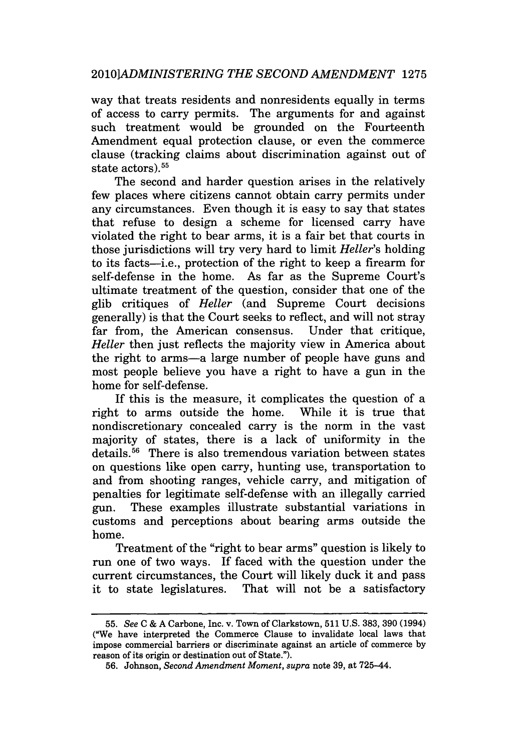way that treats residents and nonresidents equally in terms of access to carry permits. The arguments for and against such treatment would be grounded on the Fourteenth Amendment equal protection clause, or even the commerce clause (tracking claims about discrimination against out of state actors).[55]

The second and harder question arises in the relatively few places where citizens cannot obtain carry permits under any circumstances. Even though it is easy to say that states that refuse to design a scheme for licensed carry have violated the right to bear arms, it is a fair bet that courts in those jurisdictions will try very hard to limit *Heller*'s holding to its facts—i.e., protection of the right to keep a firearm for self-defense in the home. As far as the Supreme Court's ultimate treatment of the question, consider that one of the glib critiques of *Heller* (and Supreme Court decisions generally) is that the Court seeks to reflect, and will not stray far from, the American consensus. Under that critique, *Heller* then just reflects the majority view in America about the right to arms—a large number of people have guns and most people believe you have a right to have a gun in the home for self-defense.

If this is the measure, it complicates the question of a right to arms outside the home. While it is true that nondiscretionary concealed carry is the norm in the vast majority of states, there is a lack of uniformity in the details.[56] There is also tremendous variation between states on questions like open carry, hunting use, transportation to and from shooting ranges, vehicle carry, and mitigation of penalties for legitimate self-defense with an illegally carried gun. These examples illustrate substantial variations in customs and perceptions about bearing arms outside the home.

Treatment of the "right to bear arms" question is likely to run one of two ways. If faced with the question under the current circumstances, the Court will likely duck it and pass it to state legislatures. That will not be a satisfactory

---

55. *See* C & A Carbone, Inc. v. Town of Clarkstown, 511 U.S. 383, 390 (1994) ("We have interpreted the Commerce Clause to invalidate local laws that impose commercial barriers or discriminate against an article of commerce by reason of its origin or destination out of State.").

56. Johnson, *Second Amendment Moment*, *supra* note 39, at 725–44.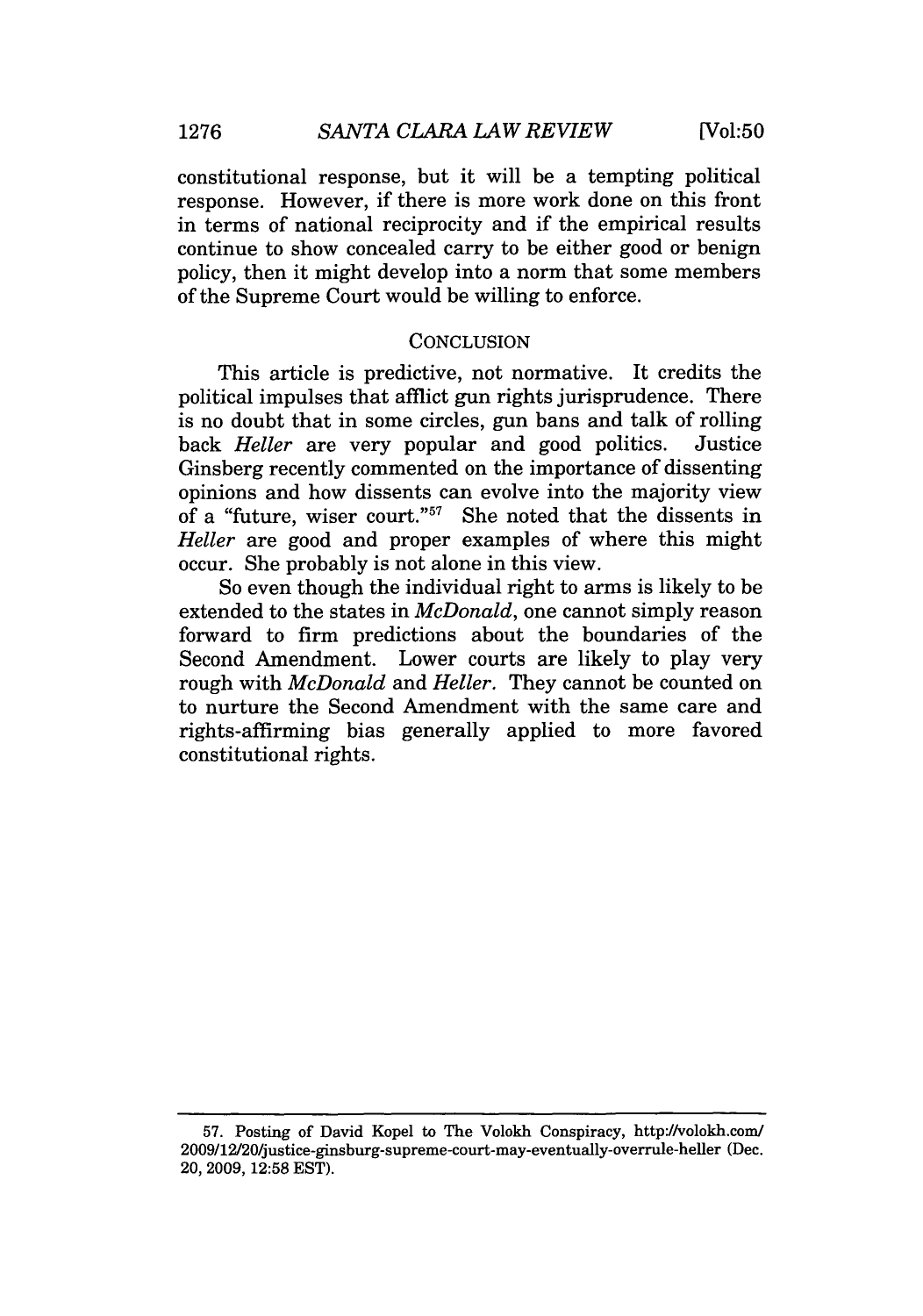constitutional response, but it will be a tempting political response. However, if there is more work done on this front in terms of national reciprocity and if the empirical results continue to show concealed carry to be either good or benign policy, then it might develop into a norm that some members of the Supreme Court would be willing to enforce.

## CONCLUSION

This article is predictive, not normative. It credits the political impulses that afflict gun rights jurisprudence. There is no doubt that in some circles, gun bans and talk of rolling back *Heller* are very popular and good politics. Justice Ginsberg recently commented on the importance of dissenting opinions and how dissents can evolve into the majority view of a "future, wiser court."[57] She noted that the dissents in *Heller* are good and proper examples of where this might occur. She probably is not alone in this view.

So even though the individual right to arms is likely to be extended to the states in *McDonald*, one cannot simply reason forward to firm predictions about the boundaries of the Second Amendment. Lower courts are likely to play very rough with *McDonald* and *Heller*. They cannot be counted on to nurture the Second Amendment with the same care and rights-affirming bias generally applied to more favored constitutional rights.

---

57. Posting of David Kopel to The Volokh Conspiracy, http://volokh.com/2009/12/20/justice-ginsburg-supreme-court-may-eventually-overrule-heller (Dec. 20, 2009, 12:58 EST).